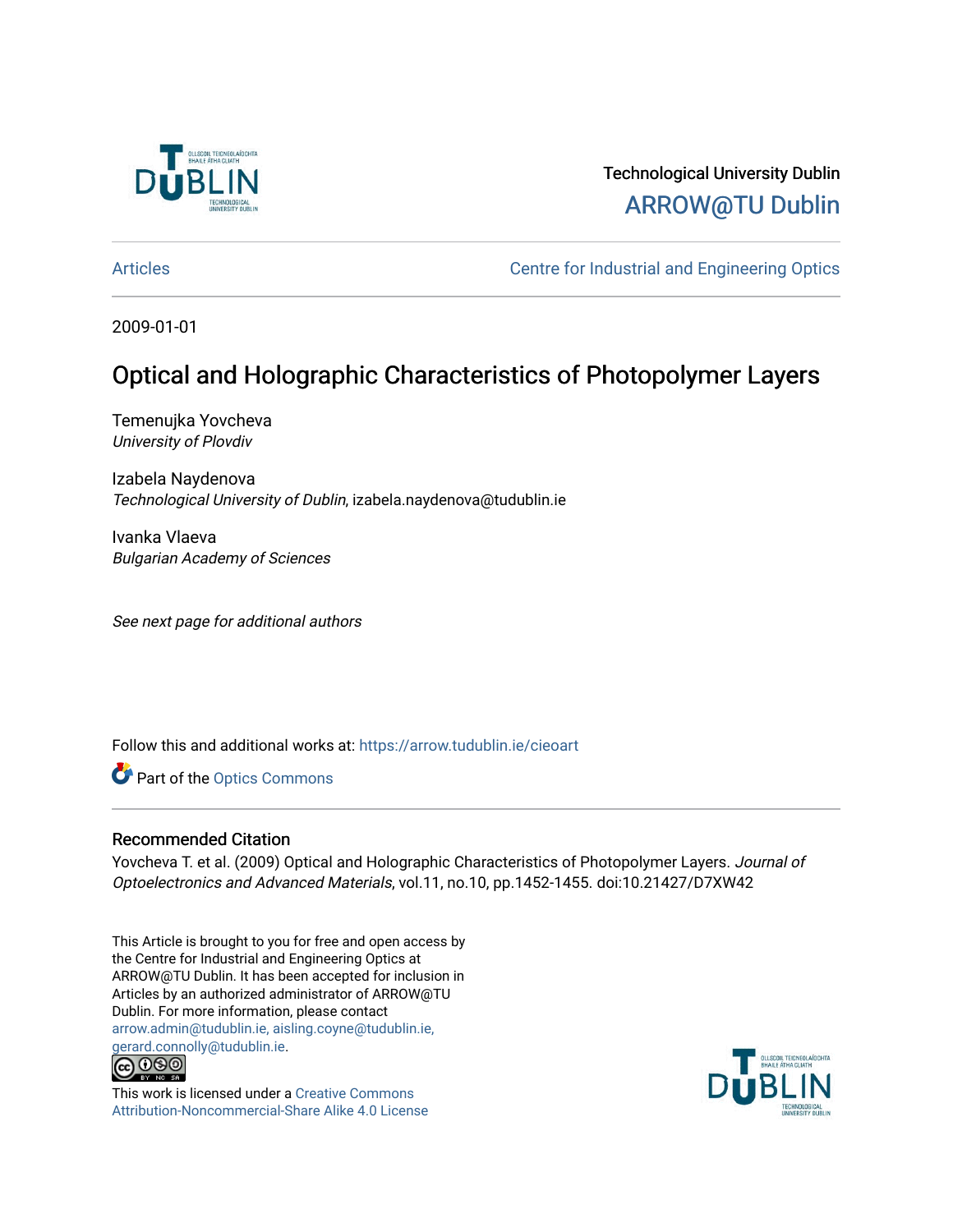Technological University Dublin

ARROW@TU Dublin

Articles

Centre for Industrial and Engineering Optics

2009-01-01

# Optical and Holographic Characteristics of Photopolymer Layers

Temenujka Yovcheva
*University of Plovdiv*

Izabela Naydenova
*Technological University of Dublin*, izabela.naydenova@tudublin.ie

Ivanka Vlaeva
*Bulgarian Academy of Sciences*

*See next page for additional authors*

Follow this and additional works at: https://arrow.tudublin.ie/cieoart

Part of the Optics Commons

## Recommended Citation

Yovcheva T. et al. (2009) Optical and Holographic Characteristics of Photopolymer Layers. *Journal of Optoelectronics and Advanced Materials*, vol.11, no.10, pp.1452-1455. doi:10.21427/D7XW42

This Article is brought to you for free and open access by the Centre for Industrial and Engineering Optics at ARROW@TU Dublin. It has been accepted for inclusion in Articles by an authorized administrator of ARROW@TU Dublin. For more information, please contact arrow.admin@tudublin.ie, aisling.coyne@tudublin.ie, gerard.connolly@tudublin.ie.

This work is licensed under a Creative Commons Attribution-Noncommercial-Share Alike 4.0 License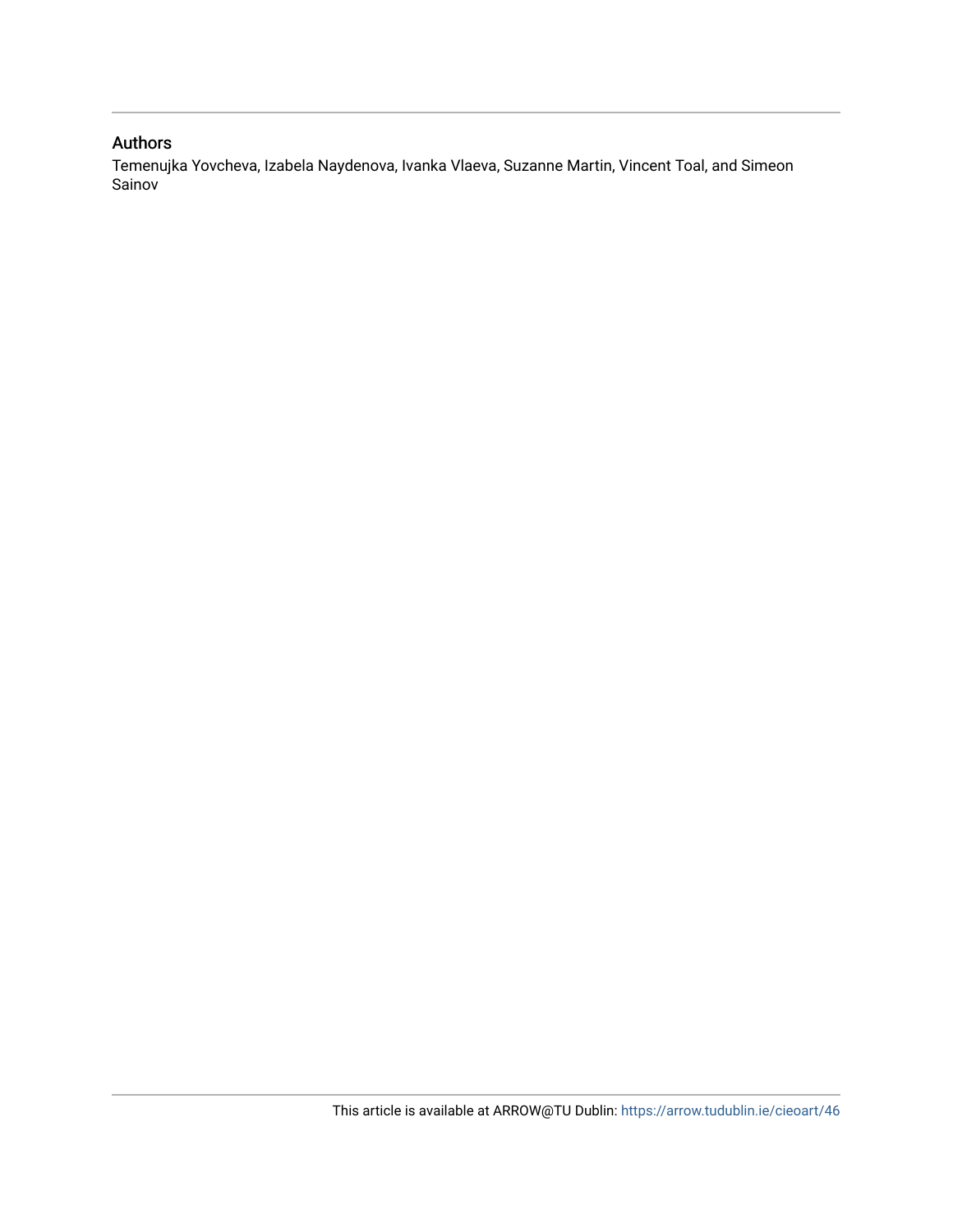## Authors

Temenujka Yovcheva, Izabela Naydenova, Ivanka Vlaeva, Suzanne Martin, Vincent Toal, and Simeon Sainov

This article is available at ARROW@TU Dublin: https://arrow.tudublin.ie/cieoart/46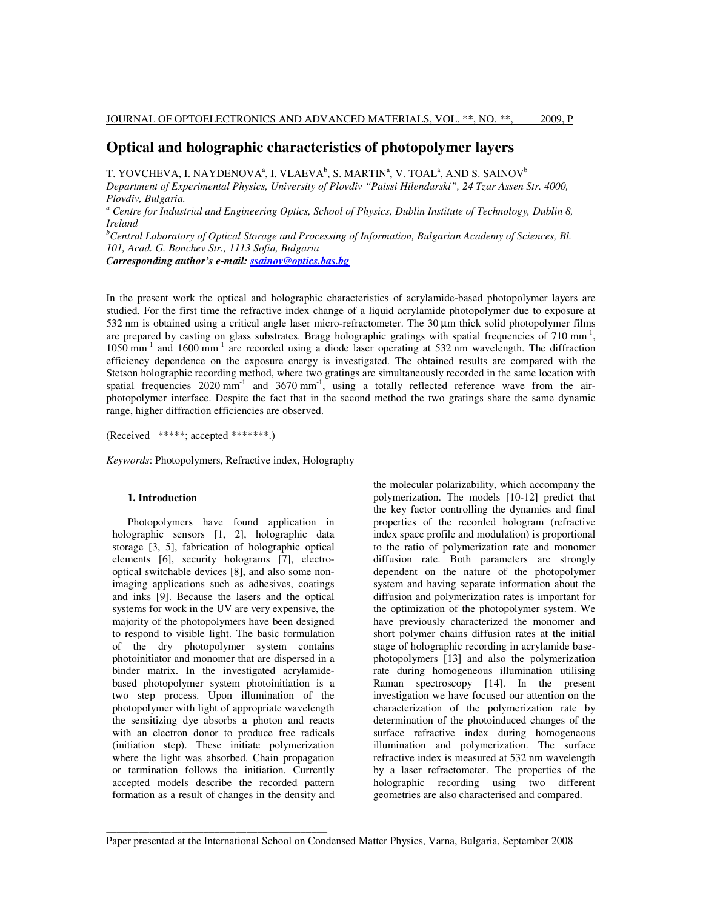# Optical and holographic characteristics of photopolymer layers

T. YOVCHEVA, I. NAYDENOVA[a], I. VLAEVA[b], S. MARTIN[a], V. TOAL[a], AND S. SAINOV[b]

*Department of Experimental Physics, University of Plovdiv "Paissi Hilendarski", 24 Tzar Assen Str. 4000, Plovdiv, Bulgaria.*

*[a] Centre for Industrial and Engineering Optics, School of Physics, Dublin Institute of Technology, Dublin 8, Ireland*

*[b]Central Laboratory of Optical Storage and Processing of Information, Bulgarian Academy of Sciences, Bl. 101, Acad. G. Bonchev Str., 1113 Sofia, Bulgaria*

***Corresponding author's e-mail: ssainov@optics.bas.bg***

In the present work the optical and holographic characteristics of acrylamide-based photopolymer layers are studied. For the first time the refractive index change of a liquid acrylamide photopolymer due to exposure at 532 nm is obtained using a critical angle laser micro-refractometer. The 30 μm thick solid photopolymer films are prepared by casting on glass substrates. Bragg holographic gratings with spatial frequencies of 710 mm$^{-1}$, 1050 mm$^{-1}$ and 1600 mm$^{-1}$ are recorded using a diode laser operating at 532 nm wavelength. The diffraction efficiency dependence on the exposure energy is investigated. The obtained results are compared with the Stetson holographic recording method, where two gratings are simultaneously recorded in the same location with spatial frequencies 2020 mm$^{-1}$ and 3670 mm$^{-1}$, using a totally reflected reference wave from the air-photopolymer interface. Despite the fact that in the second method the two gratings share the same dynamic range, higher diffraction efficiencies are observed.

(Received \*\*\*\*\*; accepted \*\*\*\*\*\*\*.)

*Keywords*: Photopolymers, Refractive index, Holography

## 1. Introduction

Photopolymers have found application in holographic sensors [1, 2], holographic data storage [3, 5], fabrication of holographic optical elements [6], security holograms [7], electro-optical switchable devices [8], and also some non-imaging applications such as adhesives, coatings and inks [9]. Because the lasers and the optical systems for work in the UV are very expensive, the majority of the photopolymers have been designed to respond to visible light. The basic formulation of the dry photopolymer system contains photoinitiator and monomer that are dispersed in a binder matrix. In the investigated acrylamide-based photopolymer system photoinitiation is a two step process. Upon illumination of the photopolymer with light of appropriate wavelength the sensitizing dye absorbs a photon and reacts with an electron donor to produce free radicals (initiation step). These initiate polymerization where the light was absorbed. Chain propagation or termination follows the initiation. Currently accepted models describe the recorded pattern formation as a result of changes in the density and the molecular polarizability, which accompany the polymerization. The models [10-12] predict that the key factor controlling the dynamics and final properties of the recorded hologram (refractive index space profile and modulation) is proportional to the ratio of polymerization rate and monomer diffusion rate. Both parameters are strongly dependent on the nature of the photopolymer system and having separate information about the diffusion and polymerization rates is important for the optimization of the photopolymer system. We have previously characterized the monomer and short polymer chains diffusion rates at the initial stage of holographic recording in acrylamide base-photopolymers [13] and also the polymerization rate during homogeneous illumination utilising Raman spectroscopy [14]. In the present investigation we have focused our attention on the characterization of the polymerization rate by determination of the photoinduced changes of the surface refractive index during homogeneous illumination and polymerization. The surface refractive index is measured at 532 nm wavelength by a laser refractometer. The properties of the holographic recording using two different geometries are also characterised and compared.

Paper presented at the International School on Condensed Matter Physics, Varna, Bulgaria, September 2008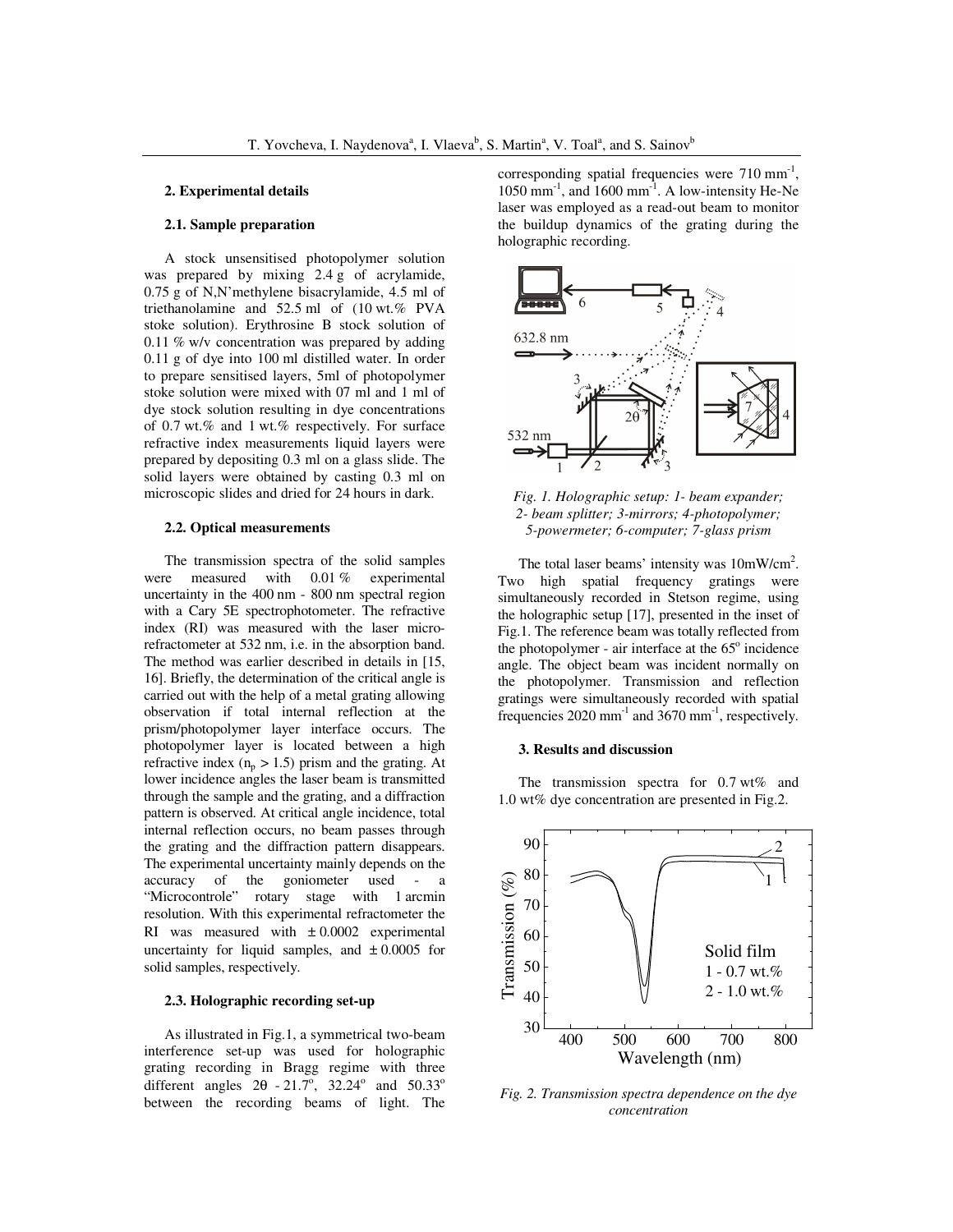## 2. Experimental details

### 2.1. Sample preparation

A stock unsensitised photopolymer solution was prepared by mixing 2.4 g of acrylamide, 0.75 g of N,N'methylene bisacrylamide, 4.5 ml of triethanolamine and 52.5 ml of (10 wt.% PVA stoke solution). Erythrosine B stock solution of 0.11 % w/v concentration was prepared by adding 0.11 g of dye into 100 ml distilled water. In order to prepare sensitised layers, 5ml of photopolymer stoke solution were mixed with 07 ml and 1 ml of dye stock solution resulting in dye concentrations of 0.7 wt.% and 1 wt.% respectively. For surface refractive index measurements liquid layers were prepared by depositing 0.3 ml on a glass slide. The solid layers were obtained by casting 0.3 ml on microscopic slides and dried for 24 hours in dark.

### 2.2. Optical measurements

The transmission spectra of the solid samples were measured with 0.01 % experimental uncertainty in the 400 nm - 800 nm spectral region with a Cary 5E spectrophotometer. The refractive index (RI) was measured with the laser micro-refractometer at 532 nm, i.e. in the absorption band. The method was earlier described in details in [15, 16]. Briefly, the determination of the critical angle is carried out with the help of a metal grating allowing observation if total internal reflection at the prism/photopolymer layer interface occurs. The photopolymer layer is located between a high refractive index ($n_p > 1.5$) prism and the grating. At lower incidence angles the laser beam is transmitted through the sample and the grating, and a diffraction pattern is observed. At critical angle incidence, total internal reflection occurs, no beam passes through the grating and the diffraction pattern disappears. The experimental uncertainty mainly depends on the accuracy of the goniometer used - a "Microcontrole" rotary stage with 1 arcmin resolution. With this experimental refractometer the RI was measured with $\pm 0.0002$ experimental uncertainty for liquid samples, and $\pm 0.0005$ for solid samples, respectively.

### 2.3. Holographic recording set-up

As illustrated in Fig.1, a symmetrical two-beam interference set-up was used for holographic grating recording in Bragg regime with three different angles $2\theta$ - 21.7°, 32.24° and 50.33° between the recording beams of light. The corresponding spatial frequencies were 710 mm$^{-1}$, 1050 mm$^{-1}$, and 1600 mm$^{-1}$. A low-intensity He-Ne laser was employed as a read-out beam to monitor the buildup dynamics of the grating during the holographic recording.

*Fig. 1. Holographic setup: 1- beam expander; 2- beam splitter; 3-mirrors; 4-photopolymer; 5-powermeter; 6-computer; 7-glass prism*

The total laser beams' intensity was 10mW/cm$^2$. Two high spatial frequency gratings were simultaneously recorded in Stetson regime, using the holographic setup [17], presented in the inset of Fig.1. The reference beam was totally reflected from the photopolymer - air interface at the 65° incidence angle. The object beam was incident normally on the photopolymer. Transmission and reflection gratings were simultaneously recorded with spatial frequencies 2020 mm$^{-1}$ and 3670 mm$^{-1}$, respectively.

## 3. Results and discussion

The transmission spectra for 0.7 wt% and 1.0 wt% dye concentration are presented in Fig.2.

*Fig. 2. Transmission spectra dependence on the dye concentration*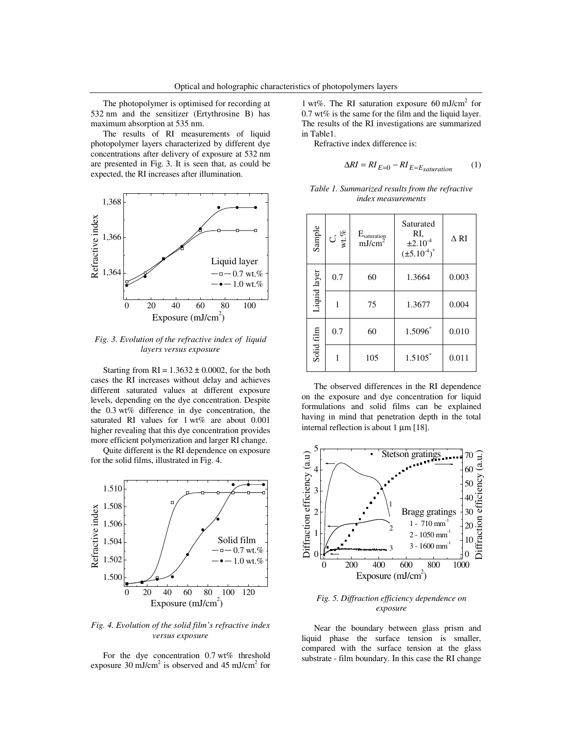The photopolymer is optimised for recording at 532 nm and the sensitizer (Ertythrosine B) has maximum absorption at 535 nm.

The results of RI measurements of liquid photopolymer layers characterized by different dye concentrations after delivery of exposure at 532 nm are presented in Fig. 3. It is seen that, as could be expected, the RI increases after illumination.

*Fig. 3. Evolution of the refractive index of liquid layers versus exposure*

Starting from RI = 1.3632 ± 0.0002, for the both cases the RI increases without delay and achieves different saturated values at different exposure levels, depending on the dye concentration. Despite the 0.3 wt% difference in dye concentration, the saturated RI values for 1 wt% are about 0.001 higher revealing that this dye concentration provides more efficient polymerization and larger RI change.

Quite different is the RI dependence on exposure for the solid films, illustrated in Fig. 4.

*Fig. 4. Evolution of the solid film's refractive index versus exposure*

For the dye concentration 0.7 wt% threshold exposure 30 mJ/cm$^2$ is observed and 45 mJ/cm$^2$ for 1 wt%. The RI saturation exposure 60 mJ/cm$^2$ for 0.7 wt% is the same for the film and the liquid layer. The results of the RI investigations are summarized in Table1.

Refractive index difference is:

$$\Delta RI = RI_{E=0} - RI_{E=E_{saturation}} \qquad (1)$$

*Table 1. Summarized results from the refractive index measurements*

| Sample | C, wt.% | $E_{saturation}$ mJ/cm$^2$ | Saturated RI, $\pm 2.10^{-4}$ $(\pm 5.10^{-4})^*$ | Δ RI |
|---|---|---|---|---|
| Liquid layer | 0.7 | 60 | 1.3664 | 0.003 |
| | 1 | 75 | 1.3677 | 0.004 |
| Solid film | 0.7 | 60 | 1.5096* | 0.010 |
| | 1 | 105 | 1.5105* | 0.011 |

The observed differences in the RI dependence on the exposure and dye concentration for liquid formulations and solid films can be explained having in mind that penetration depth in the total internal reflection is about 1 μm [18].

*Fig. 5. Diffraction efficiency dependence on exposure*

Near the boundary between glass prism and liquid phase the surface tension is smaller, compared with the surface tension at the glass substrate - film boundary. In this case the RI change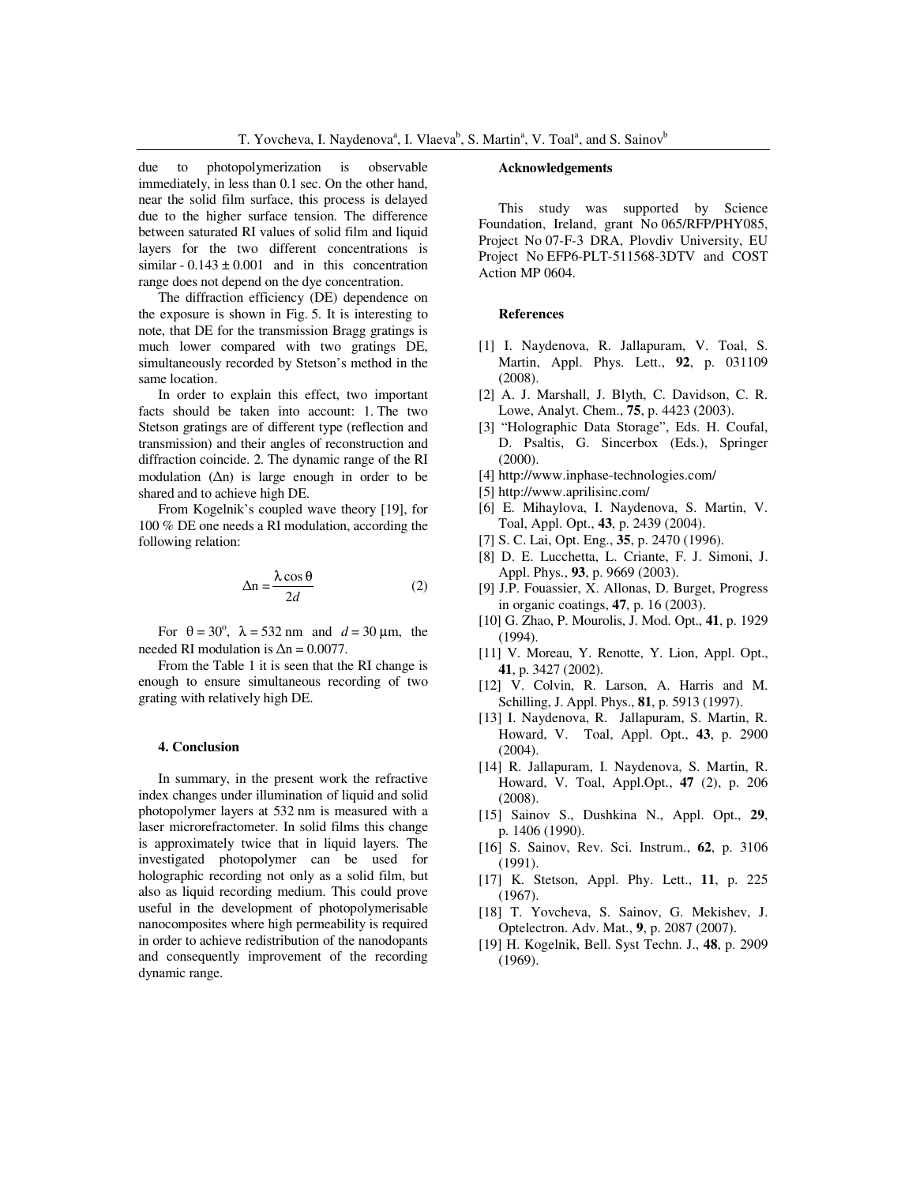due to photopolymerization is observable immediately, in less than 0.1 sec. On the other hand, near the solid film surface, this process is delayed due to the higher surface tension. The difference between saturated RI values of solid film and liquid layers for the two different concentrations is similar - $0.143 \pm 0.001$ and in this concentration range does not depend on the dye concentration.

The diffraction efficiency (DE) dependence on the exposure is shown in Fig. 5. It is interesting to note, that DE for the transmission Bragg gratings is much lower compared with two gratings DE, simultaneously recorded by Stetson's method in the same location.

In order to explain this effect, two important facts should be taken into account: 1. The two Stetson gratings are of different type (reflection and transmission) and their angles of reconstruction and diffraction coincide. 2. The dynamic range of the RI modulation ($\Delta$n) is large enough in order to be shared and to achieve high DE.

From Kogelnik's coupled wave theory [19], for 100 % DE one needs a RI modulation, according the following relation:

$$\Delta n = \frac{\lambda \cos \theta}{2d} \qquad (2)$$

For $\theta = 30^o$, $\lambda = 532$ nm and $d = 30$ μm, the needed RI modulation is $\Delta n = 0.0077$.

From the Table 1 it is seen that the RI change is enough to ensure simultaneous recording of two grating with relatively high DE.

## 4. Conclusion

In summary, in the present work the refractive index changes under illumination of liquid and solid photopolymer layers at 532 nm is measured with a laser microrefractometer. In solid films this change is approximately twice that in liquid layers. The investigated photopolymer can be used for holographic recording not only as a solid film, but also as liquid recording medium. This could prove useful in the development of photopolymerisable nanocomposites where high permeability is required in order to achieve redistribution of the nanodopants and consequently improvement of the recording dynamic range.

## Acknowledgements

This study was supported by Science Foundation, Ireland, grant No 065/RFP/PHY085, Project No 07-F-3 DRA, Plovdiv University, EU Project No EFP6-PLT-511568-3DTV and COST Action MP 0604.

## References

[1] I. Naydenova, R. Jallapuram, V. Toal, S. Martin, Appl. Phys. Lett., **92**, p. 031109 (2008).

[2] A. J. Marshall, J. Blyth, C. Davidson, C. R. Lowe, Analyt. Chem., **75**, p. 4423 (2003).

[3] "Holographic Data Storage", Eds. H. Coufal, D. Psaltis, G. Sincerbox (Eds.), Springer (2000).

[4] http://www.inphase-technologies.com/

[5] http://www.aprilisinc.com/

[6] E. Mihaylova, I. Naydenova, S. Martin, V. Toal, Appl. Opt., **43**, p. 2439 (2004).

[7] S. C. Lai, Opt. Eng., **35**, p. 2470 (1996).

[8] D. E. Lucchetta, L. Criante, F. J. Simoni, J. Appl. Phys., **93**, p. 9669 (2003).

[9] J.P. Fouassier, X. Allonas, D. Burget, Progress in organic coatings, **47**, p. 16 (2003).

[10] G. Zhao, P. Mourolis, J. Mod. Opt., **41**, p. 1929 (1994).

[11] V. Moreau, Y. Renotte, Y. Lion, Appl. Opt., **41**, p. 3427 (2002).

[12] V. Colvin, R. Larson, A. Harris and M. Schilling, J. Appl. Phys., **81**, p. 5913 (1997).

[13] I. Naydenova, R. Jallapuram, S. Martin, R. Howard, V. Toal, Appl. Opt., **43**, p. 2900 (2004).

[14] R. Jallapuram, I. Naydenova, S. Martin, R. Howard, V. Toal, Appl.Opt., **47** (2), p. 206 (2008).

[15] Sainov S., Dushkina N., Appl. Opt., **29**, p. 1406 (1990).

[16] S. Sainov, Rev. Sci. Instrum., **62**, p. 3106 (1991).

[17] K. Stetson, Appl. Phy. Lett., **11**, p. 225 (1967).

[18] T. Yovcheva, S. Sainov, G. Mekishev, J. Optelectron. Adv. Mat., **9**, p. 2087 (2007).

[19] H. Kogelnik, Bell. Syst Techn. J., **48**, p. 2909 (1969).